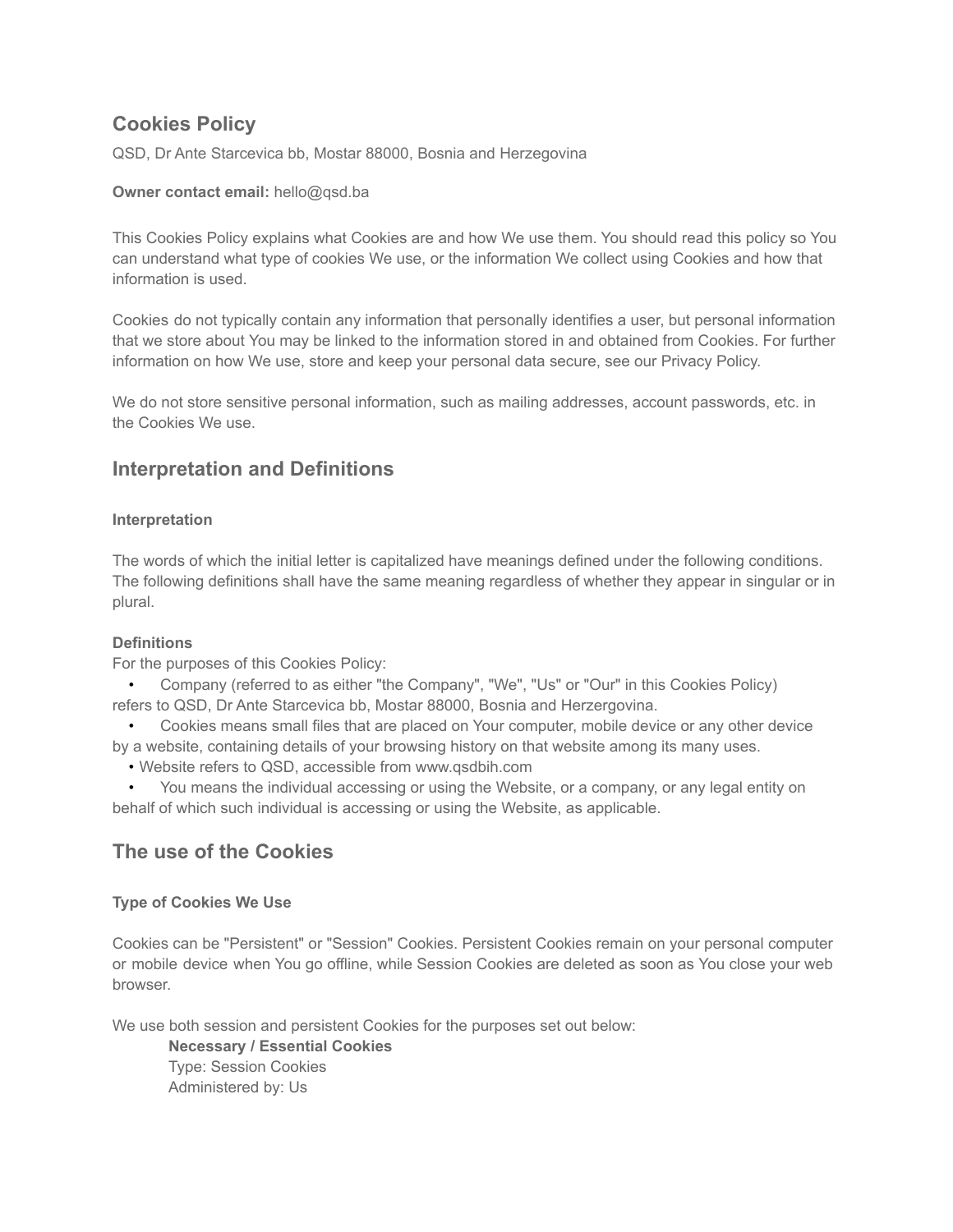# Cookies Policy

QSD, Dr Ante Starcevica bb, Mostar 88000, Bosnia and Herzegovina

**Owner contact email:** hello@qsd.ba

This Cookies Policy explains what Cookies are and how We use them. You should read this policy so You can understand what type of cookies We use, or the information We collect using Cookies and how that information is used.

Cookies do not typically contain any information that personally identifies a user, but personal information that we store about You may be linked to the information stored in and obtained from Cookies. For further information on how We use, store and keep your personal data secure, see our Privacy Policy.

We do not store sensitive personal information, such as mailing addresses, account passwords, etc. in the Cookies We use.

## Interpretation and Definitions

### Interpretation

The words of which the initial letter is capitalized have meanings defined under the following conditions. The following definitions shall have the same meaning regardless of whether they appear in singular or in plural.

### Definitions

For the purposes of this Cookies Policy:

- Company (referred to as either "the Company", "We", "Us" or "Our" in this Cookies Policy) refers to QSD, Dr Ante Starcevica bb, Mostar 88000, Bosnia and Herzergovina.
- Cookies means small files that are placed on Your computer, mobile device or any other device by a website, containing details of your browsing history on that website among its many uses.
- Website refers to QSD, accessible from www.qsdbih.com
- You means the individual accessing or using the Website, or a company, or any legal entity on behalf of which such individual is accessing or using the Website, as applicable.

## The use of the Cookies

### Type of Cookies We Use

Cookies can be "Persistent" or "Session" Cookies. Persistent Cookies remain on your personal computer or mobile device when You go offline, while Session Cookies are deleted as soon as You close your web browser.

We use both session and persistent Cookies for the purposes set out below:

**Necessary / Essential Cookies**
Type: Session Cookies
Administered by: Us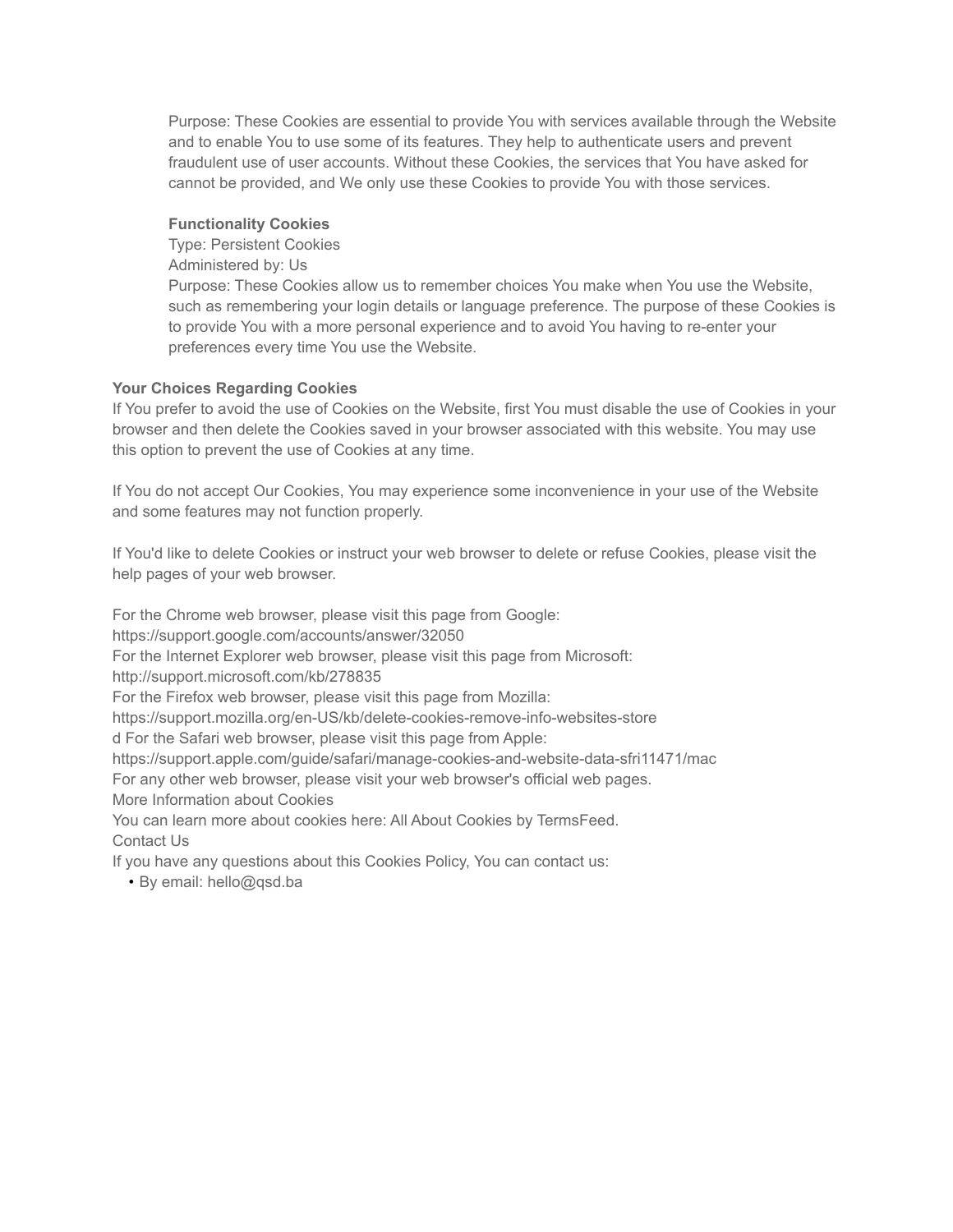Purpose: These Cookies are essential to provide You with services available through the Website and to enable You to use some of its features. They help to authenticate users and prevent fraudulent use of user accounts. Without these Cookies, the services that You have asked for cannot be provided, and We only use these Cookies to provide You with those services.

**Functionality Cookies**
Type: Persistent Cookies
Administered by: Us
Purpose: These Cookies allow us to remember choices You make when You use the Website, such as remembering your login details or language preference. The purpose of these Cookies is to provide You with a more personal experience and to avoid You having to re-enter your preferences every time You use the Website.

**Your Choices Regarding Cookies**
If You prefer to avoid the use of Cookies on the Website, first You must disable the use of Cookies in your browser and then delete the Cookies saved in your browser associated with this website. You may use this option to prevent the use of Cookies at any time.

If You do not accept Our Cookies, You may experience some inconvenience in your use of the Website and some features may not function properly.

If You'd like to delete Cookies or instruct your web browser to delete or refuse Cookies, please visit the help pages of your web browser.

For the Chrome web browser, please visit this page from Google:
https://support.google.com/accounts/answer/32050
For the Internet Explorer web browser, please visit this page from Microsoft:
http://support.microsoft.com/kb/278835
For the Firefox web browser, please visit this page from Mozilla:
https://support.mozilla.org/en-US/kb/delete-cookies-remove-info-websites-store
d For the Safari web browser, please visit this page from Apple:
https://support.apple.com/guide/safari/manage-cookies-and-website-data-sfri11471/mac
For any other web browser, please visit your web browser's official web pages.
More Information about Cookies
You can learn more about cookies here: All About Cookies by TermsFeed.
Contact Us
If you have any questions about this Cookies Policy, You can contact us:

- By email: hello@qsd.ba